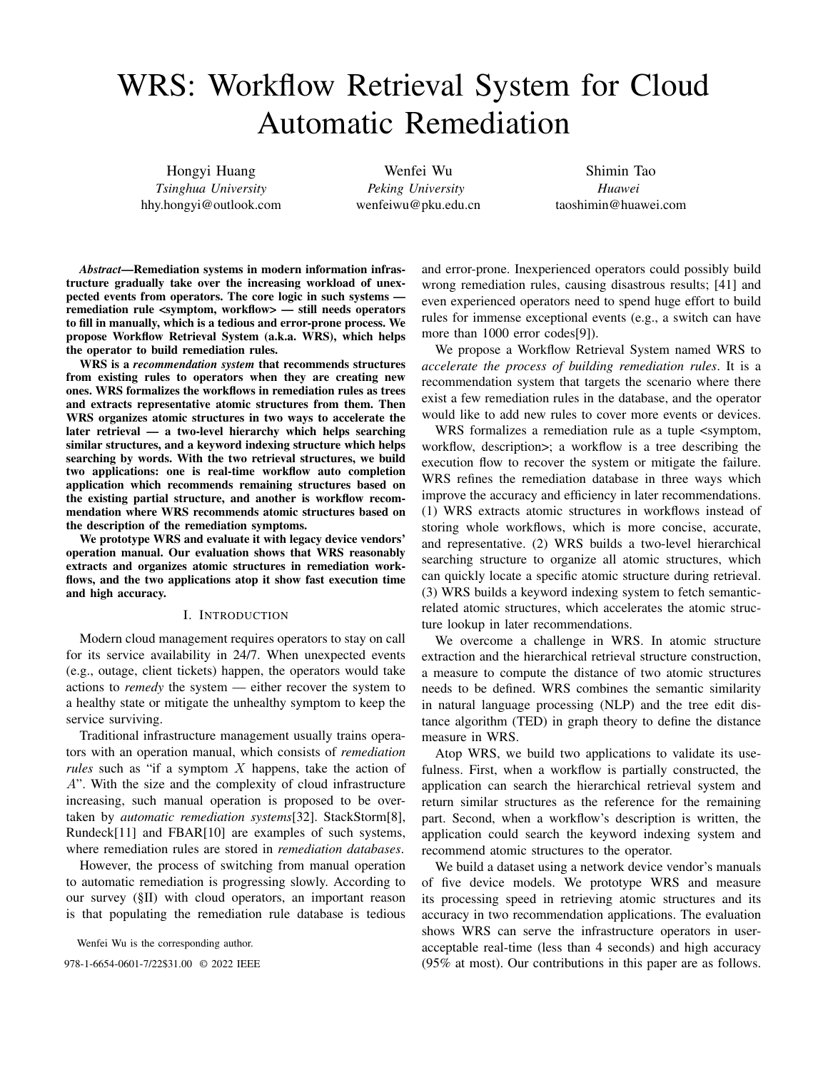# WRS: Workflow Retrieval System for Cloud Automatic Remediation

Hongyi Huang
*Tsinghua University*
hhy.hongyi@outlook.com

Wenfei Wu
*Peking University*
wenfeiwu@pku.edu.cn

Shimin Tao
*Huawei*
taoshimin@huawei.com

***Abstract*—Remediation systems in modern information infrastructure gradually take over the increasing workload of unexpected events from operators. The core logic in such systems — remediation rule <symptom, workflow> — still needs operators to fill in manually, which is a tedious and error-prone process. We propose Workflow Retrieval System (a.k.a. WRS), which helps the operator to build remediation rules.**

**WRS is a *recommendation system* that recommends structures from existing rules to operators when they are creating new ones. WRS formalizes the workflows in remediation rules as trees and extracts representative atomic structures from them. Then WRS organizes atomic structures in two ways to accelerate the later retrieval — a two-level hierarchy which helps searching similar structures, and a keyword indexing structure which helps searching by words. With the two retrieval structures, we build two applications: one is real-time workflow auto completion application which recommends remaining structures based on the existing partial structure, and another is workflow recommendation where WRS recommends atomic structures based on the description of the remediation symptoms.**

**We prototype WRS and evaluate it with legacy device vendors' operation manual. Our evaluation shows that WRS reasonably extracts and organizes atomic structures in remediation workflows, and the two applications atop it show fast execution time and high accuracy.**

## I. Introduction

Modern cloud management requires operators to stay on call for its service availability in 24/7. When unexpected events (e.g., outage, client tickets) happen, the operators would take actions to *remedy* the system — either recover the system to a healthy state or mitigate the unhealthy symptom to keep the service surviving.

Traditional infrastructure management usually trains operators with an operation manual, which consists of *remediation rules* such as "if a symptom $X$ happens, take the action of $A$". With the size and the complexity of cloud infrastructure increasing, such manual operation is proposed to be overtaken by *automatic remediation systems*[32]. StackStorm[8], Rundeck[11] and FBAR[10] are examples of such systems, where remediation rules are stored in *remediation databases*.

However, the process of switching from manual operation to automatic remediation is progressing slowly. According to our survey (§II) with cloud operators, an important reason is that populating the remediation rule database is tedious and error-prone. Inexperienced operators could possibly build wrong remediation rules, causing disastrous results; [41] and even experienced operators need to spend huge effort to build rules for immense exceptional events (e.g., a switch can have more than 1000 error codes[9]).

We propose a Workflow Retrieval System named WRS to *accelerate the process of building remediation rules*. It is a recommendation system that targets the scenario where there exist a few remediation rules in the database, and the operator would like to add new rules to cover more events or devices.

WRS formalizes a remediation rule as a tuple <symptom, workflow, description>; a workflow is a tree describing the execution flow to recover the system or mitigate the failure. WRS refines the remediation database in three ways which improve the accuracy and efficiency in later recommendations. (1) WRS extracts atomic structures in workflows instead of storing whole workflows, which is more concise, accurate, and representative. (2) WRS builds a two-level hierarchical searching structure to organize all atomic structures, which can quickly locate a specific atomic structure during retrieval. (3) WRS builds a keyword indexing system to fetch semantic-related atomic structures, which accelerates the atomic structure lookup in later recommendations.

We overcome a challenge in WRS. In atomic structure extraction and the hierarchical retrieval structure construction, a measure to compute the distance of two atomic structures needs to be defined. WRS combines the semantic similarity in natural language processing (NLP) and the tree edit distance algorithm (TED) in graph theory to define the distance measure in WRS.

Atop WRS, we build two applications to validate its usefulness. First, when a workflow is partially constructed, the application can search the hierarchical retrieval system and return similar structures as the reference for the remaining part. Second, when a workflow's description is written, the application could search the keyword indexing system and recommend atomic structures to the operator.

We build a dataset using a network device vendor's manuals of five device models. We prototype WRS and measure its processing speed in retrieving atomic structures and its accuracy in two recommendation applications. The evaluation shows WRS can serve the infrastructure operators in user-acceptable real-time (less than 4 seconds) and high accuracy (95% at most). Our contributions in this paper are as follows.

Wenfei Wu is the corresponding author.

978-1-6654-0601-7/22$31.00 © 2022 IEEE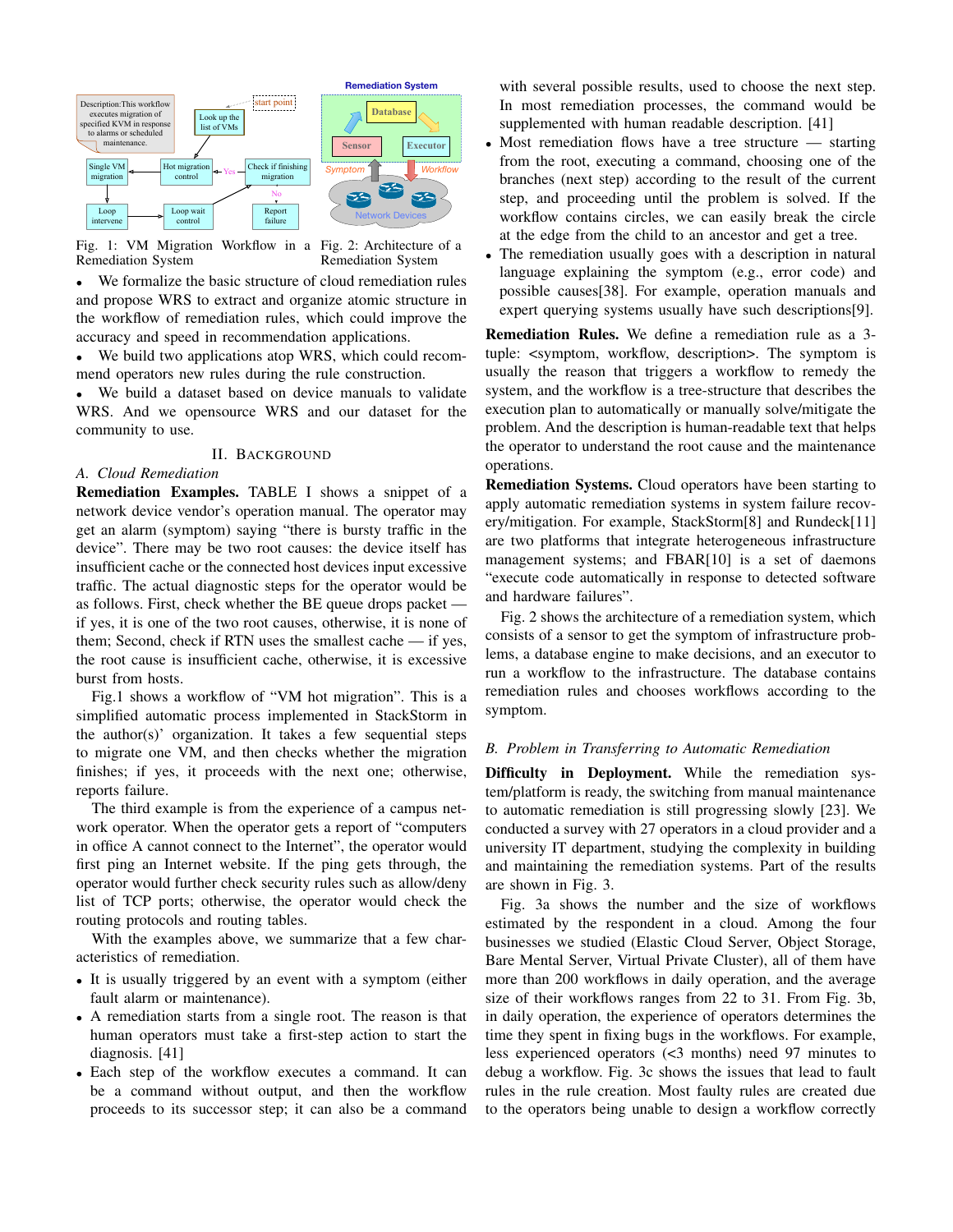Fig. 1: VM Migration Workflow in a Remediation System

Fig. 2: Architecture of a Remediation System

- We formalize the basic structure of cloud remediation rules and propose WRS to extract and organize atomic structure in the workflow of remediation rules, which could improve the accuracy and speed in recommendation applications.
- We build two applications atop WRS, which could recommend operators new rules during the rule construction.
- We build a dataset based on device manuals to validate WRS. And we opensource WRS and our dataset for the community to use.

## II. Background

### A. Cloud Remediation

**Remediation Examples.** TABLE I shows a snippet of a network device vendor's operation manual. The operator may get an alarm (symptom) saying "there is bursty traffic in the device". There may be two root causes: the device itself has insufficient cache or the connected host devices input excessive traffic. The actual diagnostic steps for the operator would be as follows. First, check whether the BE queue drops packet — if yes, it is one of the two root causes, otherwise, it is none of them; Second, check if RTN uses the smallest cache — if yes, the root cause is insufficient cache, otherwise, it is excessive burst from hosts.

Fig.1 shows a workflow of "VM hot migration". This is a simplified automatic process implemented in StackStorm in the author(s)' organization. It takes a few sequential steps to migrate one VM, and then checks whether the migration finishes; if yes, it proceeds with the next one; otherwise, reports failure.

The third example is from the experience of a campus network operator. When the operator gets a report of "computers in office A cannot connect to the Internet", the operator would first ping an Internet website. If the ping gets through, the operator would further check security rules such as allow/deny list of TCP ports; otherwise, the operator would check the routing protocols and routing tables.

With the examples above, we summarize that a few characteristics of remediation.

- It is usually triggered by an event with a symptom (either fault alarm or maintenance).
- A remediation starts from a single root. The reason is that human operators must take a first-step action to start the diagnosis. [41]
- Each step of the workflow executes a command. It can be a command without output, and then the workflow proceeds to its successor step; it can also be a command with several possible results, used to choose the next step. In most remediation processes, the command would be supplemented with human readable description. [41]
- Most remediation flows have a tree structure — starting from the root, executing a command, choosing one of the branches (next step) according to the result of the current step, and proceeding until the problem is solved. If the workflow contains circles, we can easily break the circle at the edge from the child to an ancestor and get a tree.
- The remediation usually goes with a description in natural language explaining the symptom (e.g., error code) and possible causes[38]. For example, operation manuals and expert querying systems usually have such descriptions[9].

**Remediation Rules.** We define a remediation rule as a 3-tuple: <symptom, workflow, description>. The symptom is usually the reason that triggers a workflow to remedy the system, and the workflow is a tree-structure that describes the execution plan to automatically or manually solve/mitigate the problem. And the description is human-readable text that helps the operator to understand the root cause and the maintenance operations.

**Remediation Systems.** Cloud operators have been starting to apply automatic remediation systems in system failure recovery/mitigation. For example, StackStorm[8] and Rundeck[11] are two platforms that integrate heterogeneous infrastructure management systems; and FBAR[10] is a set of daemons "execute code automatically in response to detected software and hardware failures".

Fig. 2 shows the architecture of a remediation system, which consists of a sensor to get the symptom of infrastructure problems, a database engine to make decisions, and an executor to run a workflow to the infrastructure. The database contains remediation rules and chooses workflows according to the symptom.

### B. Problem in Transferring to Automatic Remediation

**Difficulty in Deployment.** While the remediation system/platform is ready, the switching from manual maintenance to automatic remediation is still progressing slowly [23]. We conducted a survey with 27 operators in a cloud provider and a university IT department, studying the complexity in building and maintaining the remediation systems. Part of the results are shown in Fig. 3.

Fig. 3a shows the number and the size of workflows estimated by the respondent in a cloud. Among the four businesses we studied (Elastic Cloud Server, Object Storage, Bare Mental Server, Virtual Private Cluster), all of them have more than 200 workflows in daily operation, and the average size of their workflows ranges from 22 to 31. From Fig. 3b, in daily operation, the experience of operators determines the time they spent in fixing bugs in the workflows. For example, less experienced operators (<3 months) need 97 minutes to debug a workflow. Fig. 3c shows the issues that lead to fault rules in the rule creation. Most faulty rules are created due to the operators being unable to design a workflow correctly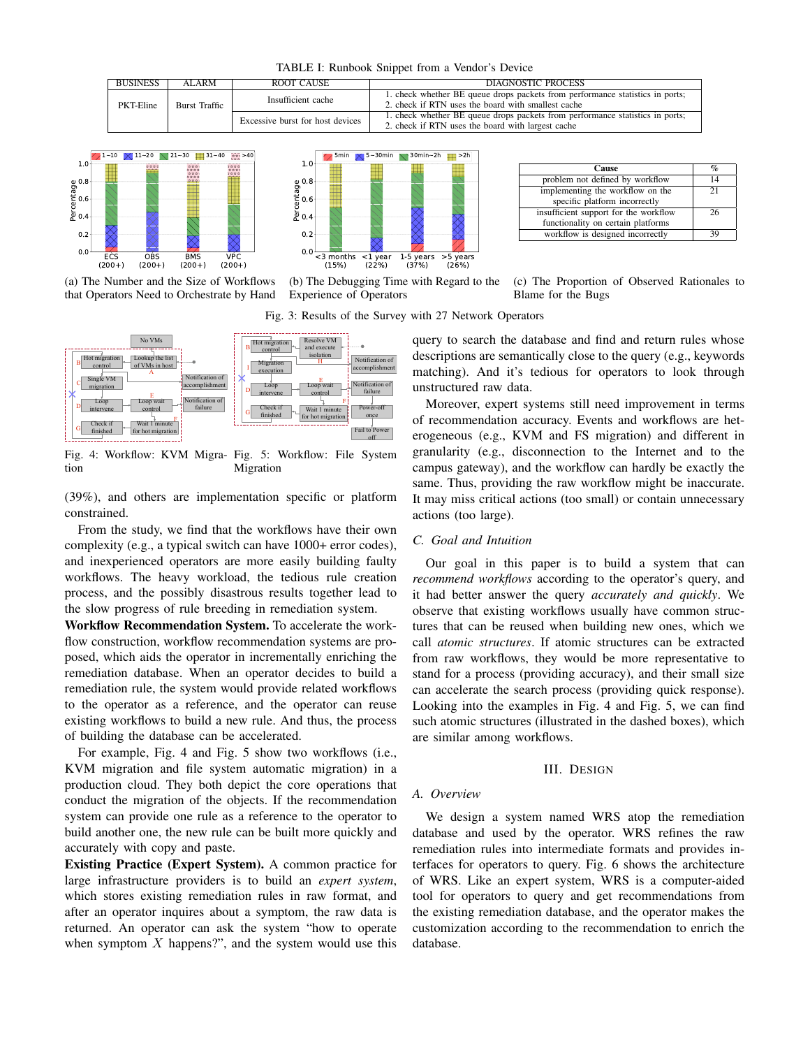TABLE I: Runbook Snippet from a Vendor's Device

| BUSINESS | ALARM | ROOT CAUSE | DIAGNOSTIC PROCESS |
|---|---|---|---|
| PKT-Eline | Burst Traffic | Insufficient cache | 1. check whether BE queue drops packets from performance statistics in ports; 2. check if RTN uses the board with smallest cache |
| | | Excessive burst for host devices | 1. check whether BE queue drops packets from performance statistics in ports; 2. check if RTN uses the board with largest cache |

(a) The Number and the Size of Workflows that Operators Need to Orchestrate by Hand

(b) The Debugging Time with Regard to the Experience of Operators

| Cause | % |
|---|---|
| problem not defined by workflow | 14 |
| implementing the workflow on the specific platform incorrectly | 21 |
| insufficient support for the workflow functionality on certain platforms | 26 |
| workflow is designed incorrectly | 39 |

(c) The Proportion of Observed Rationales to Blame for the Bugs

Fig. 3: Results of the Survey with 27 Network Operators

Fig. 4: Workflow: KVM Migration

Fig. 5: Workflow: File System Migration

(39%), and others are implementation specific or platform constrained.

From the study, we find that the workflows have their own complexity (e.g., a typical switch can have 1000+ error codes), and inexperienced operators are more easily building faulty workflows. The heavy workload, the tedious rule creation process, and the possibly disastrous results together lead to the slow progress of rule breeding in remediation system.

**Workflow Recommendation System.** To accelerate the workflow construction, workflow recommendation systems are proposed, which aids the operator in incrementally enriching the remediation database. When an operator decides to build a remediation rule, the system would provide related workflows to the operator as a reference, and the operator can reuse existing workflows to build a new rule. And thus, the process of building the database can be accelerated.

For example, Fig. 4 and Fig. 5 show two workflows (i.e., KVM migration and file system automatic migration) in a production cloud. They both depict the core operations that conduct the migration of the objects. If the recommendation system can provide one rule as a reference to the operator to build another one, the new rule can be built more quickly and accurately with copy and paste.

**Existing Practice (Expert System).** A common practice for large infrastructure providers is to build an *expert system*, which stores existing remediation rules in raw format, and after an operator inquires about a symptom, the raw data is returned. An operator can ask the system "how to operate when symptom $X$ happens?", and the system would use this query to search the database and find and return rules whose descriptions are semantically close to the query (e.g., keywords matching). And it's tedious for operators to look through unstructured raw data.

Moreover, expert systems still need improvement in terms of recommendation accuracy. Events and workflows are heterogeneous (e.g., KVM and FS migration) and different in granularity (e.g., disconnection to the Internet and to the campus gateway), and the workflow can hardly be exactly the same. Thus, providing the raw workflow might be inaccurate. It may miss critical actions (too small) or contain unnecessary actions (too large).

### C. Goal and Intuition

Our goal in this paper is to build a system that can *recommend workflows* according to the operator's query, and it had better answer the query *accurately and quickly*. We observe that existing workflows usually have common structures that can be reused when building new ones, which we call *atomic structures*. If atomic structures can be extracted from raw workflows, they would be more representative to stand for a process (providing accuracy), and their small size can accelerate the search process (providing quick response). Looking into the examples in Fig. 4 and Fig. 5, we can find such atomic structures (illustrated in the dashed boxes), which are similar among workflows.

## III. Design

### A. Overview

We design a system named WRS atop the remediation database and used by the operator. WRS refines the raw remediation rules into intermediate formats and provides interfaces for operators to query. Fig. 6 shows the architecture of WRS. Like an expert system, WRS is a computer-aided tool for operators to query and get recommendations from the existing remediation database, and the operator makes the customization according to the recommendation to enrich the database.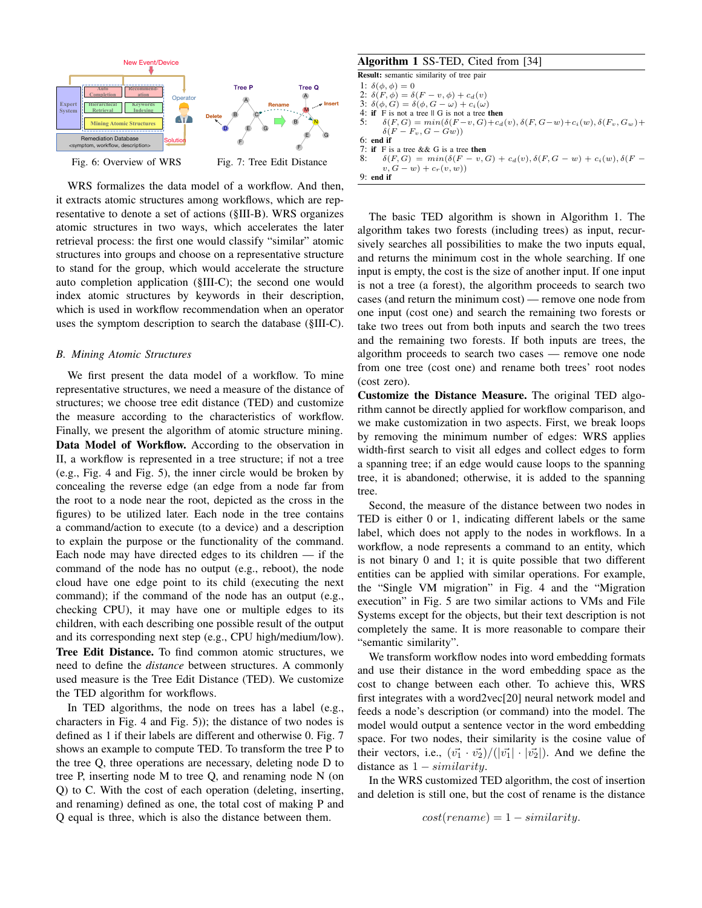Fig. 6: Overview of WRS

Fig. 7: Tree Edit Distance

**Algorithm 1** SS-TED, Cited from [34]

**Result:** semantic similarity of tree pair

1: $\delta(\phi, \phi) = 0$
2: $\delta(F, \phi) = \delta(F - v, \phi) + c_d(v)$
3: $\delta(\phi, G) = \delta(\phi, G - \omega) + c_i(\omega)$
4: **if** F is not a tree || G is not a tree **then**
5: $\quad \delta(F, G) = min(\delta(F - v, G) + c_d(v), \delta(F, G - w) + c_i(w), \delta(F_v, G_w) + \delta(F - F_v, G - Gw))$
6: **end if**
7: **if** F is a tree && G is a tree **then**
8: $\quad \delta(F, G) = min(\delta(F - v, G) + c_d(v), \delta(F, G - w) + c_i(w), \delta(F - v, G - w) + c_r(v, w))$
9: **end if**

WRS formalizes the data model of a workflow. And then, it extracts atomic structures among workflows, which are representative to denote a set of actions (§III-B). WRS organizes atomic structures in two ways, which accelerates the later retrieval process: the first one would classify "similar" atomic structures into groups and choose on a representative structure to stand for the group, which would accelerate the structure auto completion application (§III-C); the second one would index atomic structures by keywords in their description, which is used in workflow recommendation when an operator uses the symptom description to search the database (§III-C).

### *B. Mining Atomic Structures*

We first present the data model of a workflow. To mine representative structures, we need a measure of the distance of structures; we choose tree edit distance (TED) and customize the measure according to the characteristics of workflow. Finally, we present the algorithm of atomic structure mining.

**Data Model of Workflow.** According to the observation in II, a workflow is represented in a tree structure; if not a tree (e.g., Fig. 4 and Fig. 5), the inner circle would be broken by concealing the reverse edge (an edge from a node far from the root to a node near the root, depicted as the cross in the figures) to be utilized later. Each node in the tree contains a command/action to execute (to a device) and a description to explain the purpose or the functionality of the command. Each node may have directed edges to its children — if the command of the node has no output (e.g., reboot), the node cloud have one edge point to its child (executing the next command); if the command of the node has an output (e.g., checking CPU), it may have one or multiple edges to its children, with each describing one possible result of the output and its corresponding next step (e.g., CPU high/medium/low).

**Tree Edit Distance.** To find common atomic structures, we need to define the *distance* between structures. A commonly used measure is the Tree Edit Distance (TED). We customize the TED algorithm for workflows.

In TED algorithms, the node on trees has a label (e.g., characters in Fig. 4 and Fig. 5)); the distance of two nodes is defined as 1 if their labels are different and otherwise 0. Fig. 7 shows an example to compute TED. To transform the tree P to the tree Q, three operations are necessary, deleting node D to tree P, inserting node M to tree Q, and renaming node N (on Q) to C. With the cost of each operation (deleting, inserting, and renaming) defined as one, the total cost of making P and Q equal is three, which is also the distance between them.

The basic TED algorithm is shown in Algorithm 1. The algorithm takes two forests (including trees) as input, recursively searches all possibilities to make the two inputs equal, and returns the minimum cost in the whole searching. If one input is empty, the cost is the size of another input. If one input is not a tree (a forest), the algorithm proceeds to search two cases (and return the minimum cost) — remove one node from one input (cost one) and search the remaining two forests or take two trees out from both inputs and search the two trees and the remaining two forests. If both inputs are trees, the algorithm proceeds to search two cases — remove one node from one tree (cost one) and rename both trees' root nodes (cost zero).

**Customize the Distance Measure.** The original TED algorithm cannot be directly applied for workflow comparison, and we make customization in two aspects. First, we break loops by removing the minimum number of edges: WRS applies width-first search to visit all edges and collect edges to form a spanning tree; if an edge would cause loops to the spanning tree, it is abandoned; otherwise, it is added to the spanning tree.

Second, the measure of the distance between two nodes in TED is either 0 or 1, indicating different labels or the same label, which does not apply to the nodes in workflows. In a workflow, a node represents a command to an entity, which is not binary 0 and 1; it is quite possible that two different entities can be applied with similar operations. For example, the "Single VM migration" in Fig. 4 and the "Migration execution" in Fig. 5 are two similar actions to VMs and File Systems except for the objects, but their text description is not completely the same. It is more reasonable to compare their "semantic similarity".

We transform workflow nodes into word embedding formats and use their distance in the word embedding space as the cost to change between each other. To achieve this, WRS first integrates with a word2vec[20] neural network model and feeds a node's description (or command) into the model. The model would output a sentence vector in the word embedding space. For two nodes, their similarity is the cosine value of their vectors, i.e., $(\vec{v_1} \cdot \vec{v_2})/(|\vec{v_1}| \cdot |\vec{v_2}|)$. And we define the distance as $1 - similarity$.

In the WRS customized TED algorithm, the cost of insertion and deletion is still one, but the cost of rename is the distance

$$cost(rename) = 1 - similarity.$$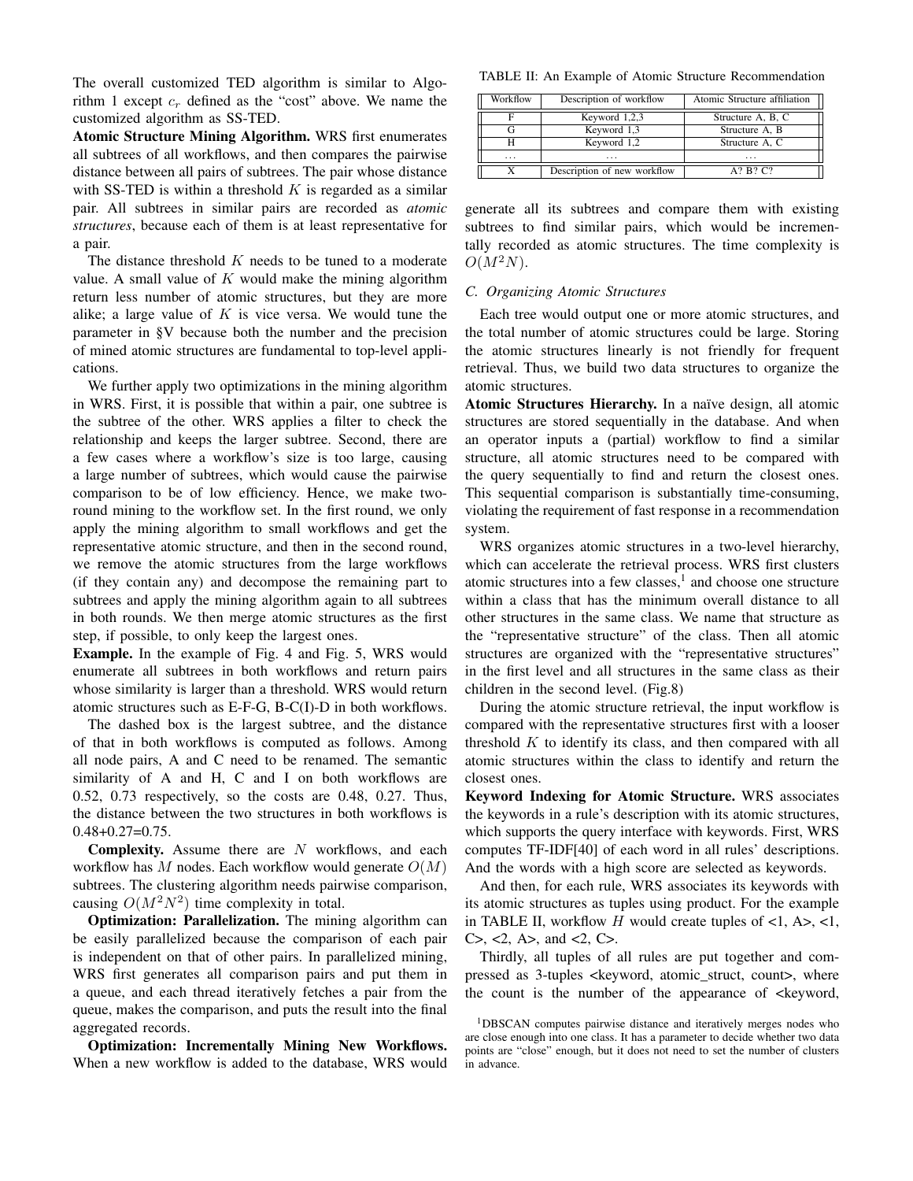The overall customized TED algorithm is similar to Algorithm 1 except $c_r$ defined as the "cost" above. We name the customized algorithm as SS-TED.

**Atomic Structure Mining Algorithm.** WRS first enumerates all subtrees of all workflows, and then compares the pairwise distance between all pairs of subtrees. The pair whose distance with SS-TED is within a threshold $K$ is regarded as a similar pair. All subtrees in similar pairs are recorded as *atomic structures*, because each of them is at least representative for a pair.

The distance threshold $K$ needs to be tuned to a moderate value. A small value of $K$ would make the mining algorithm return less number of atomic structures, but they are more alike; a large value of $K$ is vice versa. We would tune the parameter in §V because both the number and the precision of mined atomic structures are fundamental to top-level applications.

We further apply two optimizations in the mining algorithm in WRS. First, it is possible that within a pair, one subtree is the subtree of the other. WRS applies a filter to check the relationship and keeps the larger subtree. Second, there are a few cases where a workflow's size is too large, causing a large number of subtrees, which would cause the pairwise comparison to be of low efficiency. Hence, we make two-round mining to the workflow set. In the first round, we only apply the mining algorithm to small workflows and get the representative atomic structure, and then in the second round, we remove the atomic structures from the large workflows (if they contain any) and decompose the remaining part to subtrees and apply the mining algorithm again to all subtrees in both rounds. We then merge atomic structures as the first step, if possible, to only keep the largest ones.

**Example.** In the example of Fig. 4 and Fig. 5, WRS would enumerate all subtrees in both workflows and return pairs whose similarity is larger than a threshold. WRS would return atomic structures such as E-F-G, B-C(I)-D in both workflows.

The dashed box is the largest subtree, and the distance of that in both workflows is computed as follows. Among all node pairs, A and C need to be renamed. The semantic similarity of A and H, C and I on both workflows are 0.52, 0.73 respectively, so the costs are 0.48, 0.27. Thus, the distance between the two structures in both workflows is 0.48+0.27=0.75.

**Complexity.** Assume there are $N$ workflows, and each workflow has $M$ nodes. Each workflow would generate $O(M)$ subtrees. The clustering algorithm needs pairwise comparison, causing $O(M^2N^2)$ time complexity in total.

**Optimization: Parallelization.** The mining algorithm can be easily parallelized because the comparison of each pair is independent on that of other pairs. In parallelized mining, WRS first generates all comparison pairs and put them in a queue, and each thread iteratively fetches a pair from the queue, makes the comparison, and puts the result into the final aggregated records.

**Optimization: Incrementally Mining New Workflows.** When a new workflow is added to the database, WRS would generate all its subtrees and compare them with existing subtrees to find similar pairs, which would be incrementally recorded as atomic structures. The time complexity is $O(M^2N)$.

TABLE II: An Example of Atomic Structure Recommendation

| Workflow | Description of workflow | Atomic Structure affiliation |
|---|---|---|
| F | Keyword 1,2,3 | Structure A, B, C |
| G | Keyword 1,3 | Structure A, B |
| H | Keyword 1,2 | Structure A, C |
| ... | ... | ... |
| X | Description of new workflow | A? B? C? |

### C. Organizing Atomic Structures

Each tree would output one or more atomic structures, and the total number of atomic structures could be large. Storing the atomic structures linearly is not friendly for frequent retrieval. Thus, we build two data structures to organize the atomic structures.

**Atomic Structures Hierarchy.** In a naïve design, all atomic structures are stored sequentially in the database. And when an operator inputs a (partial) workflow to find a similar structure, all atomic structures need to be compared with the query sequentially to find and return the closest ones. This sequential comparison is substantially time-consuming, violating the requirement of fast response in a recommendation system.

WRS organizes atomic structures in a two-level hierarchy, which can accelerate the retrieval process. WRS first clusters atomic structures into a few classes,[1] and choose one structure within a class that has the minimum overall distance to all other structures in the same class. We name that structure as the "representative structure" of the class. Then all atomic structures are organized with the "representative structures" in the first level and all structures in the same class as their children in the second level. (Fig.8)

During the atomic structure retrieval, the input workflow is compared with the representative structures first with a looser threshold $K$ to identify its class, and then compared with all atomic structures within the class to identify and return the closest ones.

**Keyword Indexing for Atomic Structure.** WRS associates the keywords in a rule's description with its atomic structures, which supports the query interface with keywords. First, WRS computes TF-IDF[40] of each word in all rules' descriptions. And the words with a high score are selected as keywords.

And then, for each rule, WRS associates its keywords with its atomic structures as tuples using product. For the example in TABLE II, workflow $H$ would create tuples of <1, A>, <1, C>, <2, A>, and <2, C>.

Thirdly, all tuples of all rules are put together and compressed as 3-tuples <keyword, atomic_struct, count>, where the count is the number of the appearance of <keyword,

[1] DBSCAN computes pairwise distance and iteratively merges nodes who are close enough into one class. It has a parameter to decide whether two data points are "close" enough, but it does not need to set the number of clusters in advance.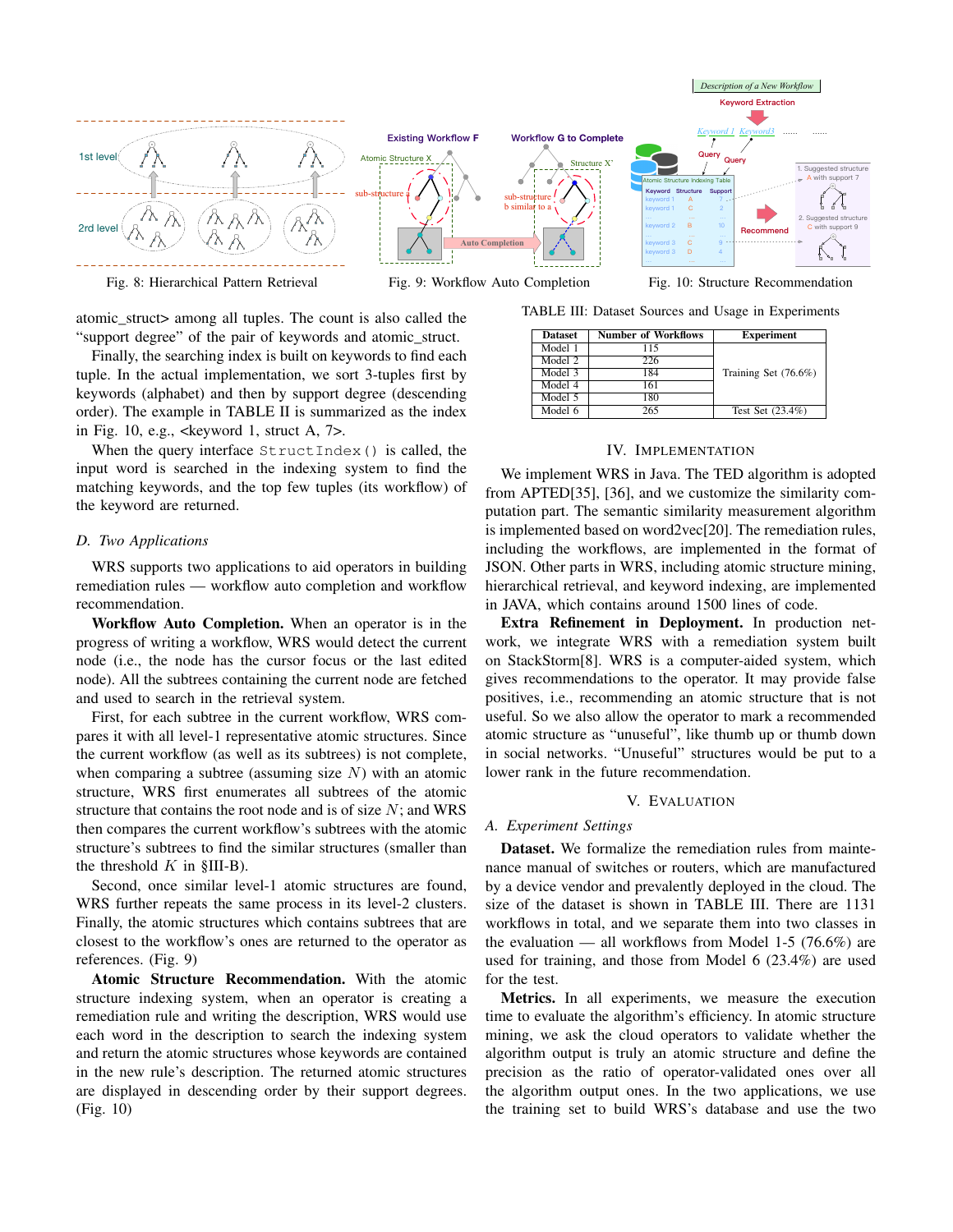Fig. 8: Hierarchical Pattern Retrieval

Fig. 9: Workflow Auto Completion

Fig. 10: Structure Recommendation

atomic_struct> among all tuples. The count is also called the "support degree" of the pair of keywords and atomic_struct.

Finally, the searching index is built on keywords to find each tuple. In the actual implementation, we sort 3-tuples first by keywords (alphabet) and then by support degree (descending order). The example in TABLE II is summarized as the index in Fig. 10, e.g., <keyword 1, struct A, 7>.

When the query interface `StructIndex()` is called, the input word is searched in the indexing system to find the matching keywords, and the top few tuples (its workflow) of the keyword are returned.

### D. Two Applications

WRS supports two applications to aid operators in building remediation rules — workflow auto completion and workflow recommendation.

**Workflow Auto Completion.** When an operator is in the progress of writing a workflow, WRS would detect the current node (i.e., the node has the cursor focus or the last edited node). All the subtrees containing the current node are fetched and used to search in the retrieval system.

First, for each subtree in the current workflow, WRS compares it with all level-1 representative atomic structures. Since the current workflow (as well as its subtrees) is not complete, when comparing a subtree (assuming size $N$) with an atomic structure, WRS first enumerates all subtrees of the atomic structure that contains the root node and is of size $N$; and WRS then compares the current workflow's subtrees with the atomic structure's subtrees to find the similar structures (smaller than the threshold $K$ in §III-B).

Second, once similar level-1 atomic structures are found, WRS further repeats the same process in its level-2 clusters. Finally, the atomic structures which contains subtrees that are closest to the workflow's ones are returned to the operator as references. (Fig. 9)

**Atomic Structure Recommendation.** With the atomic structure indexing system, when an operator is creating a remediation rule and writing the description, WRS would use each word in the description to search the indexing system and return the atomic structures whose keywords are contained in the new rule's description. The returned atomic structures are displayed in descending order by their support degrees. (Fig. 10)

TABLE III: Dataset Sources and Usage in Experiments

| Dataset | Number of Workflows | Experiment |
|---|---|---|
| Model 1 | 115 | Training Set (76.6%) |
| Model 2 | 226 | |
| Model 3 | 184 | |
| Model 4 | 161 | |
| Model 5 | 180 | |
| Model 6 | 265 | Test Set (23.4%) |

## IV. Implementation

We implement WRS in Java. The TED algorithm is adopted from APTED[35], [36], and we customize the similarity computation part. The semantic similarity measurement algorithm is implemented based on word2vec[20]. The remediation rules, including the workflows, are implemented in the format of JSON. Other parts in WRS, including atomic structure mining, hierarchical retrieval, and keyword indexing, are implemented in JAVA, which contains around 1500 lines of code.

**Extra Refinement in Deployment.** In production network, we integrate WRS with a remediation system built on StackStorm[8]. WRS is a computer-aided system, which gives recommendations to the operator. It may provide false positives, i.e., recommending an atomic structure that is not useful. So we also allow the operator to mark a recommended atomic structure as "unuseful", like thumb up or thumb down in social networks. "Unuseful" structures would be put to a lower rank in the future recommendation.

## V. Evaluation

### A. Experiment Settings

**Dataset.** We formalize the remediation rules from maintenance manual of switches or routers, which are manufactured by a device vendor and prevalently deployed in the cloud. The size of the dataset is shown in TABLE III. There are 1131 workflows in total, and we separate them into two classes in the evaluation — all workflows from Model 1-5 (76.6%) are used for training, and those from Model 6 (23.4%) are used for the test.

**Metrics.** In all experiments, we measure the execution time to evaluate the algorithm's efficiency. In atomic structure mining, we ask the cloud operators to validate whether the algorithm output is truly an atomic structure and define the precision as the ratio of operator-validated ones over all the algorithm output ones. In the two applications, we use the training set to build WRS's database and use the two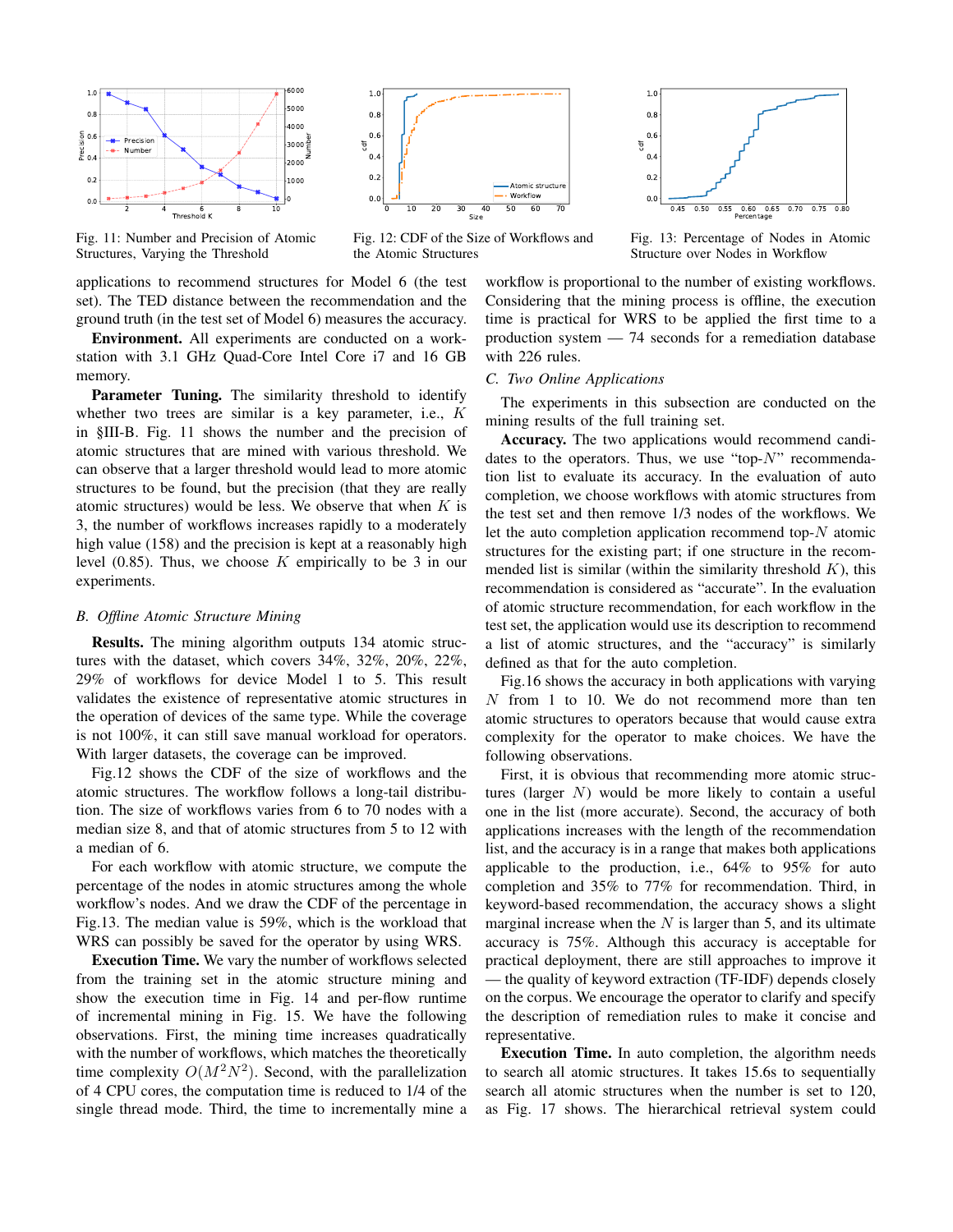Fig. 11: Number and Precision of Atomic Structures, Varying the Threshold

Fig. 12: CDF of the Size of Workflows and the Atomic Structures

Fig. 13: Percentage of Nodes in Atomic Structure over Nodes in Workflow

applications to recommend structures for Model 6 (the test set). The TED distance between the recommendation and the ground truth (in the test set of Model 6) measures the accuracy.

**Environment.** All experiments are conducted on a workstation with 3.1 GHz Quad-Core Intel Core i7 and 16 GB memory.

**Parameter Tuning.** The similarity threshold to identify whether two trees are similar is a key parameter, i.e., $K$ in §III-B. Fig. 11 shows the number and the precision of atomic structures that are mined with various threshold. We can observe that a larger threshold would lead to more atomic structures to be found, but the precision (that they are really atomic structures) would be less. We observe that when $K$ is 3, the number of workflows increases rapidly to a moderately high value (158) and the precision is kept at a reasonably high level (0.85). Thus, we choose $K$ empirically to be 3 in our experiments.

### B. Offline Atomic Structure Mining

**Results.** The mining algorithm outputs 134 atomic structures with the dataset, which covers 34%, 32%, 20%, 22%, 29% of workflows for device Model 1 to 5. This result validates the existence of representative atomic structures in the operation of devices of the same type. While the coverage is not 100%, it can still save manual workload for operators. With larger datasets, the coverage can be improved.

Fig.12 shows the CDF of the size of workflows and the atomic structures. The workflow follows a long-tail distribution. The size of workflows varies from 6 to 70 nodes with a median size 8, and that of atomic structures from 5 to 12 with a median of 6.

For each workflow with atomic structure, we compute the percentage of the nodes in atomic structures among the whole workflow's nodes. And we draw the CDF of the percentage in Fig.13. The median value is 59%, which is the workload that WRS can possibly be saved for the operator by using WRS.

**Execution Time.** We vary the number of workflows selected from the training set in the atomic structure mining and show the execution time in Fig. 14 and per-flow runtime of incremental mining in Fig. 15. We have the following observations. First, the mining time increases quadratically with the number of workflows, which matches the theoretically time complexity $O(M^2N^2)$. Second, with the parallelization of 4 CPU cores, the computation time is reduced to 1/4 of the single thread mode. Third, the time to incrementally mine a workflow is proportional to the number of existing workflows. Considering that the mining process is offline, the execution time is practical for WRS to be applied the first time to a production system — 74 seconds for a remediation database with 226 rules.

### C. Two Online Applications

The experiments in this subsection are conducted on the mining results of the full training set.

**Accuracy.** The two applications would recommend candidates to the operators. Thus, we use "top-$N$" recommendation list to evaluate its accuracy. In the evaluation of auto completion, we choose workflows with atomic structures from the test set and then remove 1/3 nodes of the workflows. We let the auto completion application recommend top-$N$ atomic structures for the existing part; if one structure in the recommended list is similar (within the similarity threshold $K$), this recommendation is considered as "accurate". In the evaluation of atomic structure recommendation, for each workflow in the test set, the application would use its description to recommend a list of atomic structures, and the "accuracy" is similarly defined as that for the auto completion.

Fig.16 shows the accuracy in both applications with varying $N$ from 1 to 10. We do not recommend more than ten atomic structures to operators because that would cause extra complexity for the operator to make choices. We have the following observations.

First, it is obvious that recommending more atomic structures (larger $N$) would be more likely to contain a useful one in the list (more accurate). Second, the accuracy of both applications increases with the length of the recommendation list, and the accuracy is in a range that makes both applications applicable to the production, i.e., 64% to 95% for auto completion and 35% to 77% for recommendation. Third, in keyword-based recommendation, the accuracy shows a slight marginal increase when the $N$ is larger than 5, and its ultimate accuracy is 75%. Although this accuracy is acceptable for practical deployment, there are still approaches to improve it — the quality of keyword extraction (TF-IDF) depends closely on the corpus. We encourage the operator to clarify and specify the description of remediation rules to make it concise and representative.

**Execution Time.** In auto completion, the algorithm needs to search all atomic structures. It takes 15.6s to sequentially search all atomic structures when the number is set to 120, as Fig. 17 shows. The hierarchical retrieval system could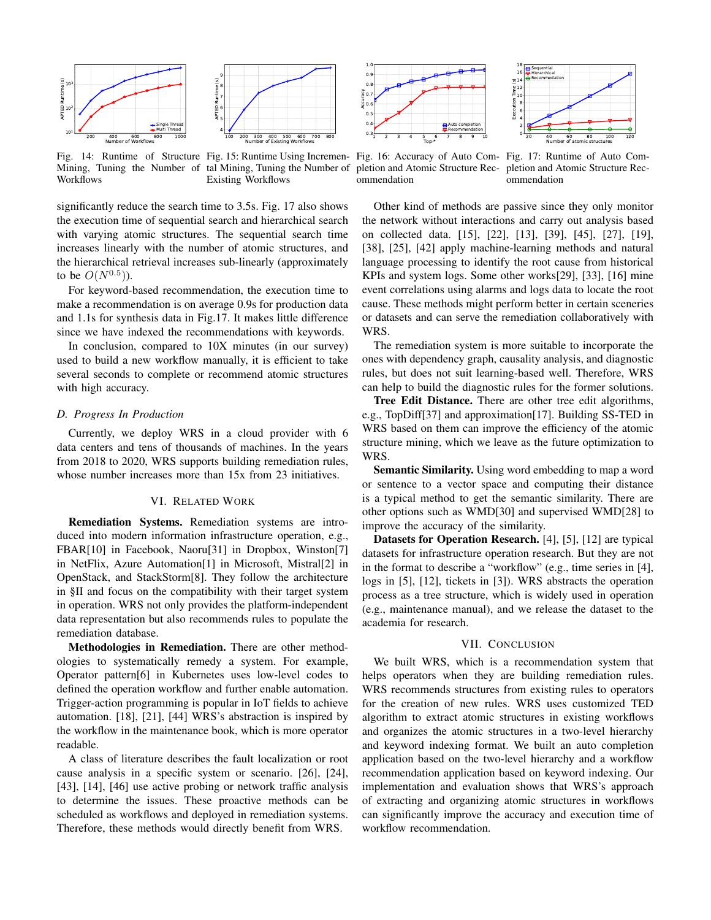Fig. 14: Runtime of Structure Mining, Tuning the Number of Workflows

Fig. 15: Runtime Using Incremental Mining, Tuning the Number of Existing Workflows

Fig. 16: Accuracy of Auto Completion and Atomic Structure Recommendation

Fig. 17: Runtime of Auto Completion and Atomic Structure Recommendation

significantly reduce the search time to 3.5s. Fig. 17 also shows the execution time of sequential search and hierarchical search with varying atomic structures. The sequential search time increases linearly with the number of atomic structures, and the hierarchical retrieval increases sub-linearly (approximately to be $O(N^{0.5})$).

For keyword-based recommendation, the execution time to make a recommendation is on average 0.9s for production data and 1.1s for synthesis data in Fig.17. It makes little difference since we have indexed the recommendations with keywords.

In conclusion, compared to 10X minutes (in our survey) used to build a new workflow manually, it is efficient to take several seconds to complete or recommend atomic structures with high accuracy.

### D. Progress In Production

Currently, we deploy WRS in a cloud provider with 6 data centers and tens of thousands of machines. In the years from 2018 to 2020, WRS supports building remediation rules, whose number increases more than 15x from 23 initiatives.

## VI. Related Work

**Remediation Systems.** Remediation systems are introduced into modern information infrastructure operation, e.g., FBAR[10] in Facebook, Naoru[31] in Dropbox, Winston[7] in NetFlix, Azure Automation[1] in Microsoft, Mistral[2] in OpenStack, and StackStorm[8]. They follow the architecture in §II and focus on the compatibility with their target system in operation. WRS not only provides the platform-independent data representation but also recommends rules to populate the remediation database.

**Methodologies in Remediation.** There are other methodologies to systematically remedy a system. For example, Operator pattern[6] in Kubernetes uses low-level codes to defined the operation workflow and further enable automation. Trigger-action programming is popular in IoT fields to achieve automation. [18], [21], [44] WRS's abstraction is inspired by the workflow in the maintenance book, which is more operator readable.

A class of literature describes the fault localization or root cause analysis in a specific system or scenario. [26], [24], [43], [14], [46] use active probing or network traffic analysis to determine the issues. These proactive methods can be scheduled as workflows and deployed in remediation systems. Therefore, these methods would directly benefit from WRS.

Other kind of methods are passive since they only monitor the network without interactions and carry out analysis based on collected data. [15], [22], [13], [39], [45], [27], [19], [38], [25], [42] apply machine-learning methods and natural language processing to identify the root cause from historical KPIs and system logs. Some other works[29], [33], [16] mine event correlations using alarms and logs data to locate the root cause. These methods might perform better in certain sceneries or datasets and can serve the remediation collaboratively with WRS.

The remediation system is more suitable to incorporate the ones with dependency graph, causality analysis, and diagnostic rules, but does not suit learning-based well. Therefore, WRS can help to build the diagnostic rules for the former solutions.

**Tree Edit Distance.** There are other tree edit algorithms, e.g., TopDiff[37] and approximation[17]. Building SS-TED in WRS based on them can improve the efficiency of the atomic structure mining, which we leave as the future optimization to WRS.

**Semantic Similarity.** Using word embedding to map a word or sentence to a vector space and computing their distance is a typical method to get the semantic similarity. There are other options such as WMD[30] and supervised WMD[28] to improve the accuracy of the similarity.

**Datasets for Operation Research.** [4], [5], [12] are typical datasets for infrastructure operation research. But they are not in the format to describe a "workflow" (e.g., time series in [4], logs in [5], [12], tickets in [3]). WRS abstracts the operation process as a tree structure, which is widely used in operation (e.g., maintenance manual), and we release the dataset to the academia for research.

## VII. Conclusion

We built WRS, which is a recommendation system that helps operators when they are building remediation rules. WRS recommends structures from existing rules to operators for the creation of new rules. WRS uses customized TED algorithm to extract atomic structures in existing workflows and organizes the atomic structures in a two-level hierarchy and keyword indexing format. We built an auto completion application based on the two-level hierarchy and a workflow recommendation application based on keyword indexing. Our implementation and evaluation shows that WRS's approach of extracting and organizing atomic structures in workflows can significantly improve the accuracy and execution time of workflow recommendation.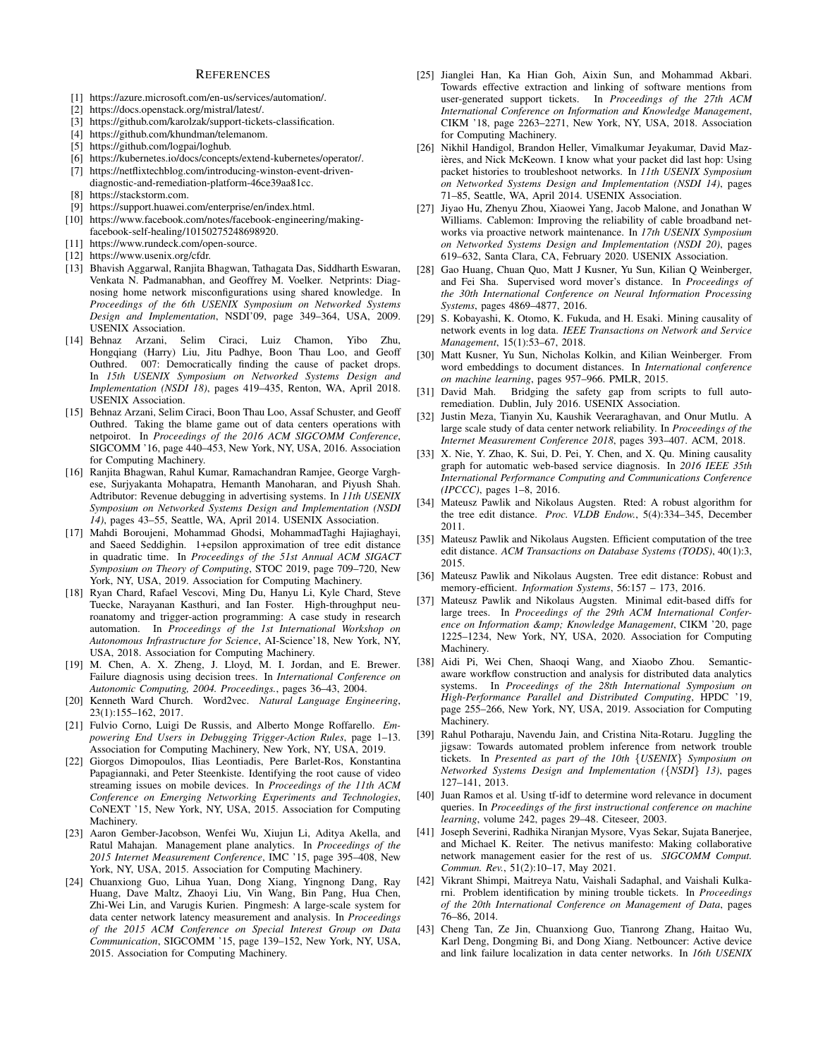## REFERENCES

[1] https://azure.microsoft.com/en-us/services/automation/.

[2] https://docs.openstack.org/mistral/latest/.

[3] https://github.com/karolzak/support-tickets-classification.

[4] https://github.com/khundman/telemanom.

[5] https://github.com/logpai/loghub.

[6] https://kubernetes.io/docs/concepts/extend-kubernetes/operator/.

[7] https://netflixtechblog.com/introducing-winston-event-driven-diagnostic-and-remediation-platform-46ce39aa81cc.

[8] https://stackstorm.com.

[9] https://support.huawei.com/enterprise/en/index.html.

[10] https://www.facebook.com/notes/facebook-engineering/making-facebook-self-healing/10150275248698920.

[11] https://www.rundeck.com/open-source.

[12] https://www.usenix.org/cfdr.

[13] Bhavish Aggarwal, Ranjita Bhagwan, Tathagata Das, Siddharth Eswaran, Venkata N. Padmanabhan, and Geoffrey M. Voelker. Netprints: Diagnosing home network misconfigurations using shared knowledge. In *Proceedings of the 6th USENIX Symposium on Networked Systems Design and Implementation*, NSDI'09, page 349–364, USA, 2009. USENIX Association.

[14] Behnaz Arzani, Selim Ciraci, Luiz Chamon, Yibo Zhu, Hongqiang (Harry) Liu, Jitu Padhye, Boon Thau Loo, and Geoff Outhred. 007: Democratically finding the cause of packet drops. In *15th USENIX Symposium on Networked Systems Design and Implementation (NSDI 18)*, pages 419–435, Renton, WA, April 2018. USENIX Association.

[15] Behnaz Arzani, Selim Ciraci, Boon Thau Loo, Assaf Schuster, and Geoff Outhred. Taking the blame game out of data centers operations with netpoirot. In *Proceedings of the 2016 ACM SIGCOMM Conference*, SIGCOMM '16, page 440–453, New York, NY, USA, 2016. Association for Computing Machinery.

[16] Ranjita Bhagwan, Rahul Kumar, Ramachandran Ramjee, George Varghese, Surjyakanta Mohapatra, Hemanth Manoharan, and Piyush Shah. Adtributor: Revenue debugging in advertising systems. In *11th USENIX Symposium on Networked Systems Design and Implementation (NSDI 14)*, pages 43–55, Seattle, WA, April 2014. USENIX Association.

[17] Mahdi Boroujeni, Mohammad Ghodsi, MohammadTaghi Hajiaghayi, and Saeed Seddighin. 1+epsilon approximation of tree edit distance in quadratic time. In *Proceedings of the 51st Annual ACM SIGACT Symposium on Theory of Computing*, STOC 2019, page 709–720, New York, NY, USA, 2019. Association for Computing Machinery.

[18] Ryan Chard, Rafael Vescovi, Ming Du, Hanyu Li, Kyle Chard, Steve Tuecke, Narayanan Kasthuri, and Ian Foster. High-throughput neuroanatomy and trigger-action programming: A case study in research automation. In *Proceedings of the 1st International Workshop on Autonomous Infrastructure for Science*, AI-Science'18, New York, NY, USA, 2018. Association for Computing Machinery.

[19] M. Chen, A. X. Zheng, J. Lloyd, M. I. Jordan, and E. Brewer. Failure diagnosis using decision trees. In *International Conference on Autonomic Computing, 2004. Proceedings.*, pages 36–43, 2004.

[20] Kenneth Ward Church. Word2vec. *Natural Language Engineering*, 23(1):155–162, 2017.

[21] Fulvio Corno, Luigi De Russis, and Alberto Monge Roffarello. *Empowering End Users in Debugging Trigger-Action Rules*, page 1–13. Association for Computing Machinery, New York, NY, USA, 2019.

[22] Giorgos Dimopoulos, Ilias Leontiadis, Pere Barlet-Ros, Konstantina Papagiannaki, and Peter Steenkiste. Identifying the root cause of video streaming issues on mobile devices. In *Proceedings of the 11th ACM Conference on Emerging Networking Experiments and Technologies*, CoNEXT '15, New York, NY, USA, 2015. Association for Computing Machinery.

[23] Aaron Gember-Jacobson, Wenfei Wu, Xiujun Li, Aditya Akella, and Ratul Mahajan. Management plane analytics. In *Proceedings of the 2015 Internet Measurement Conference*, IMC '15, page 395–408, New York, NY, USA, 2015. Association for Computing Machinery.

[24] Chuanxiong Guo, Lihua Yuan, Dong Xiang, Yingnong Dang, Ray Huang, Dave Maltz, Zhaoyi Liu, Vin Wang, Bin Pang, Hua Chen, Zhi-Wei Lin, and Varugis Kurien. Pingmesh: A large-scale system for data center network latency measurement and analysis. In *Proceedings of the 2015 ACM Conference on Special Interest Group on Data Communication*, SIGCOMM '15, page 139–152, New York, NY, USA, 2015. Association for Computing Machinery.

[25] Jianglei Han, Ka Hian Goh, Aixin Sun, and Mohammad Akbari. Towards effective extraction and linking of software mentions from user-generated support tickets. In *Proceedings of the 27th ACM International Conference on Information and Knowledge Management*, CIKM '18, page 2263–2271, New York, NY, USA, 2018. Association for Computing Machinery.

[26] Nikhil Handigol, Brandon Heller, Vimalkumar Jeyakumar, David Mazières, and Nick McKeown. I know what your packet did last hop: Using packet histories to troubleshoot networks. In *11th USENIX Symposium on Networked Systems Design and Implementation (NSDI 14)*, pages 71–85, Seattle, WA, April 2014. USENIX Association.

[27] Jiyao Hu, Zhenyu Zhou, Xiaowei Yang, Jacob Malone, and Jonathan W Williams. Cablemon: Improving the reliability of cable broadband networks via proactive network maintenance. In *17th USENIX Symposium on Networked Systems Design and Implementation (NSDI 20)*, pages 619–632, Santa Clara, CA, February 2020. USENIX Association.

[28] Gao Huang, Chuan Quo, Matt J Kusner, Yu Sun, Kilian Q Weinberger, and Fei Sha. Supervised word mover's distance. In *Proceedings of the 30th International Conference on Neural Information Processing Systems*, pages 4869–4877, 2016.

[29] S. Kobayashi, K. Otomo, K. Fukuda, and H. Esaki. Mining causality of network events in log data. *IEEE Transactions on Network and Service Management*, 15(1):53–67, 2018.

[30] Matt Kusner, Yu Sun, Nicholas Kolkin, and Kilian Weinberger. From word embeddings to document distances. In *International conference on machine learning*, pages 957–966. PMLR, 2015.

[31] David Mah. Bridging the safety gap from scripts to full auto-remediation. Dublin, July 2016. USENIX Association.

[32] Justin Meza, Tianyin Xu, Kaushik Veeraraghavan, and Onur Mutlu. A large scale study of data center network reliability. In *Proceedings of the Internet Measurement Conference 2018*, pages 393–407. ACM, 2018.

[33] X. Nie, Y. Zhao, K. Sui, D. Pei, Y. Chen, and X. Qu. Mining causality graph for automatic web-based service diagnosis. In *2016 IEEE 35th International Performance Computing and Communications Conference (IPCCC)*, pages 1–8, 2016.

[34] Mateusz Pawlik and Nikolaus Augsten. Rted: A robust algorithm for the tree edit distance. *Proc. VLDB Endow.*, 5(4):334–345, December 2011.

[35] Mateusz Pawlik and Nikolaus Augsten. Efficient computation of the tree edit distance. *ACM Transactions on Database Systems (TODS)*, 40(1):3, 2015.

[36] Mateusz Pawlik and Nikolaus Augsten. Tree edit distance: Robust and memory-efficient. *Information Systems*, 56:157 – 173, 2016.

[37] Mateusz Pawlik and Nikolaus Augsten. Minimal edit-based diffs for large trees. In *Proceedings of the 29th ACM International Conference on Information &amp; Knowledge Management*, CIKM '20, page 1225–1234, New York, NY, USA, 2020. Association for Computing Machinery.

[38] Aidi Pi, Wei Chen, Shaoqi Wang, and Xiaobo Zhou. Semantic-aware workflow construction and analysis for distributed data analytics systems. In *Proceedings of the 28th International Symposium on High-Performance Parallel and Distributed Computing*, HPDC '19, page 255–266, New York, NY, USA, 2019. Association for Computing Machinery.

[39] Rahul Potharaju, Navendu Jain, and Cristina Nita-Rotaru. Juggling the jigsaw: Towards automated problem inference from network trouble tickets. In *Presented as part of the 10th {USENIX} Symposium on Networked Systems Design and Implementation ({NSDI} 13)*, pages 127–141, 2013.

[40] Juan Ramos et al. Using tf-idf to determine word relevance in document queries. In *Proceedings of the first instructional conference on machine learning*, volume 242, pages 29–48. Citeseer, 2003.

[41] Joseph Severini, Radhika Niranjan Mysore, Vyas Sekar, Sujata Banerjee, and Michael K. Reiter. The netivus manifesto: Making collaborative network management easier for the rest of us. *SIGCOMM Comput. Commun. Rev.*, 51(2):10–17, May 2021.

[42] Vikrant Shimpi, Maitreya Natu, Vaishali Sadaphal, and Vaishali Kulkarni. Problem identification by mining trouble tickets. In *Proceedings of the 20th International Conference on Management of Data*, pages 76–86, 2014.

[43] Cheng Tan, Ze Jin, Chuanxiong Guo, Tianrong Zhang, Haitao Wu, Karl Deng, Dongming Bi, and Dong Xiang. Netbouncer: Active device and link failure localization in data center networks. In *16th USENIX*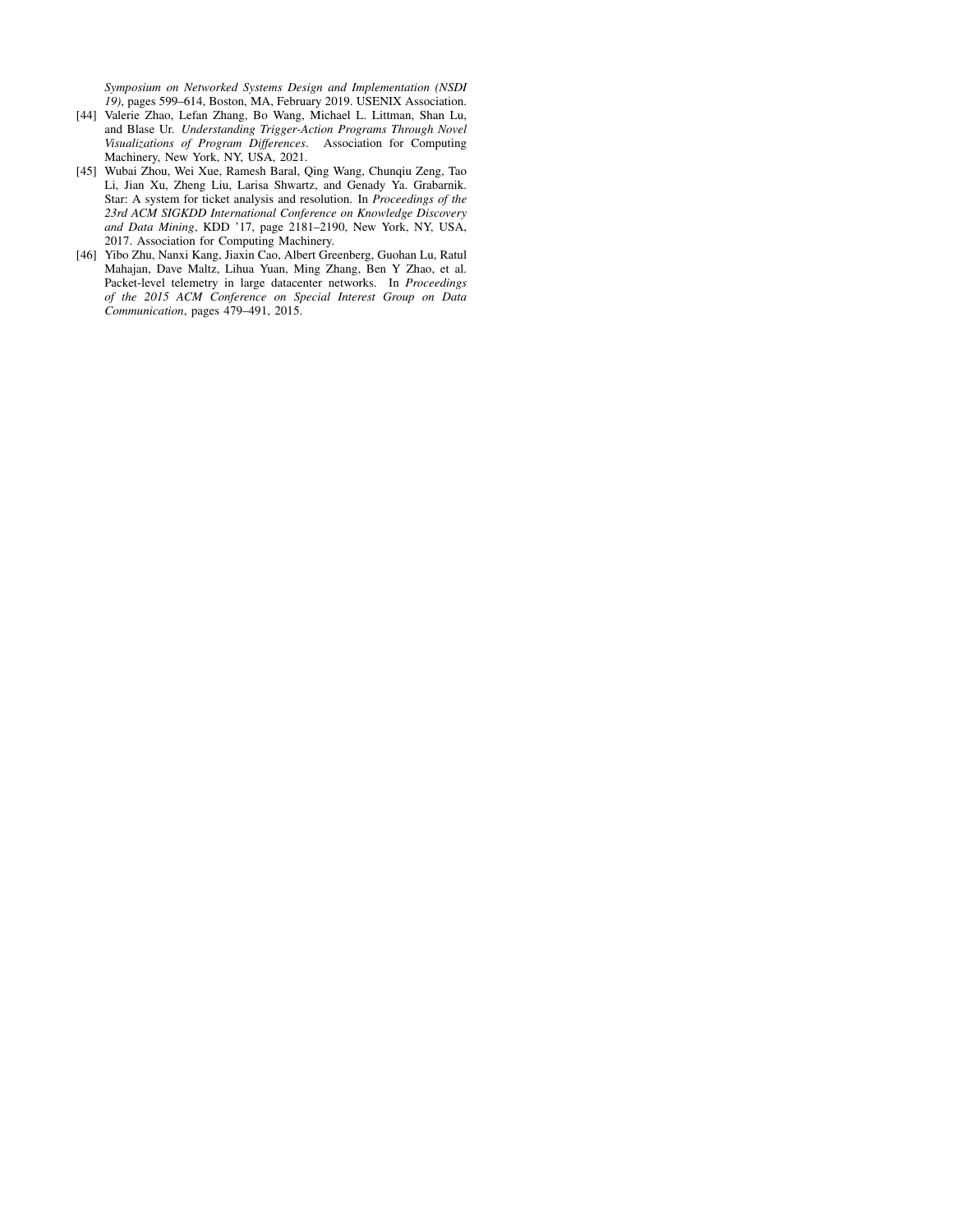*Symposium on Networked Systems Design and Implementation (NSDI 19)*, pages 599–614, Boston, MA, February 2019. USENIX Association.

[44] Valerie Zhao, Lefan Zhang, Bo Wang, Michael L. Littman, Shan Lu, and Blase Ur. *Understanding Trigger-Action Programs Through Novel Visualizations of Program Differences*. Association for Computing Machinery, New York, NY, USA, 2021.

[45] Wubai Zhou, Wei Xue, Ramesh Baral, Qing Wang, Chunqiu Zeng, Tao Li, Jian Xu, Zheng Liu, Larisa Shwartz, and Genady Ya. Grabarnik. Star: A system for ticket analysis and resolution. In *Proceedings of the 23rd ACM SIGKDD International Conference on Knowledge Discovery and Data Mining*, KDD '17, page 2181–2190, New York, NY, USA, 2017. Association for Computing Machinery.

[46] Yibo Zhu, Nanxi Kang, Jiaxin Cao, Albert Greenberg, Guohan Lu, Ratul Mahajan, Dave Maltz, Lihua Yuan, Ming Zhang, Ben Y Zhao, et al. Packet-level telemetry in large datacenter networks. In *Proceedings of the 2015 ACM Conference on Special Interest Group on Data Communication*, pages 479–491, 2015.